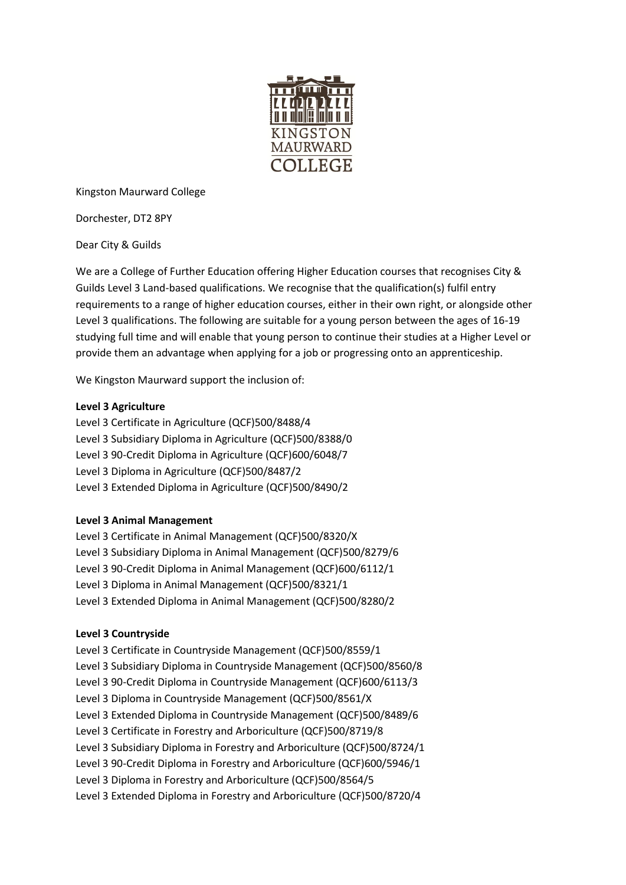Kingston Maurward College

Dorchester, DT2 8PY

Dear City & Guilds

We are a College of Further Education offering Higher Education courses that recognises City & Guilds Level 3 Land-based qualifications. We recognise that the qualification(s) fulfil entry requirements to a range of higher education courses, either in their own right, or alongside other Level 3 qualifications. The following are suitable for a young person between the ages of 16-19 studying full time and will enable that young person to continue their studies at a Higher Level or provide them an advantage when applying for a job or progressing onto an apprenticeship.

We Kingston Maurward support the inclusion of:

**Level 3 Agriculture**

Level 3 Certificate in Agriculture (QCF)500/8488/4
Level 3 Subsidiary Diploma in Agriculture (QCF)500/8388/0
Level 3 90-Credit Diploma in Agriculture (QCF)600/6048/7
Level 3 Diploma in Agriculture (QCF)500/8487/2
Level 3 Extended Diploma in Agriculture (QCF)500/8490/2

**Level 3 Animal Management**

Level 3 Certificate in Animal Management (QCF)500/8320/X
Level 3 Subsidiary Diploma in Animal Management (QCF)500/8279/6
Level 3 90-Credit Diploma in Animal Management (QCF)600/6112/1
Level 3 Diploma in Animal Management (QCF)500/8321/1
Level 3 Extended Diploma in Animal Management (QCF)500/8280/2

**Level 3 Countryside**

Level 3 Certificate in Countryside Management (QCF)500/8559/1
Level 3 Subsidiary Diploma in Countryside Management (QCF)500/8560/8
Level 3 90-Credit Diploma in Countryside Management (QCF)600/6113/3
Level 3 Diploma in Countryside Management (QCF)500/8561/X
Level 3 Extended Diploma in Countryside Management (QCF)500/8489/6
Level 3 Certificate in Forestry and Arboriculture (QCF)500/8719/8
Level 3 Subsidiary Diploma in Forestry and Arboriculture (QCF)500/8724/1
Level 3 90-Credit Diploma in Forestry and Arboriculture (QCF)600/5946/1
Level 3 Diploma in Forestry and Arboriculture (QCF)500/8564/5
Level 3 Extended Diploma in Forestry and Arboriculture (QCF)500/8720/4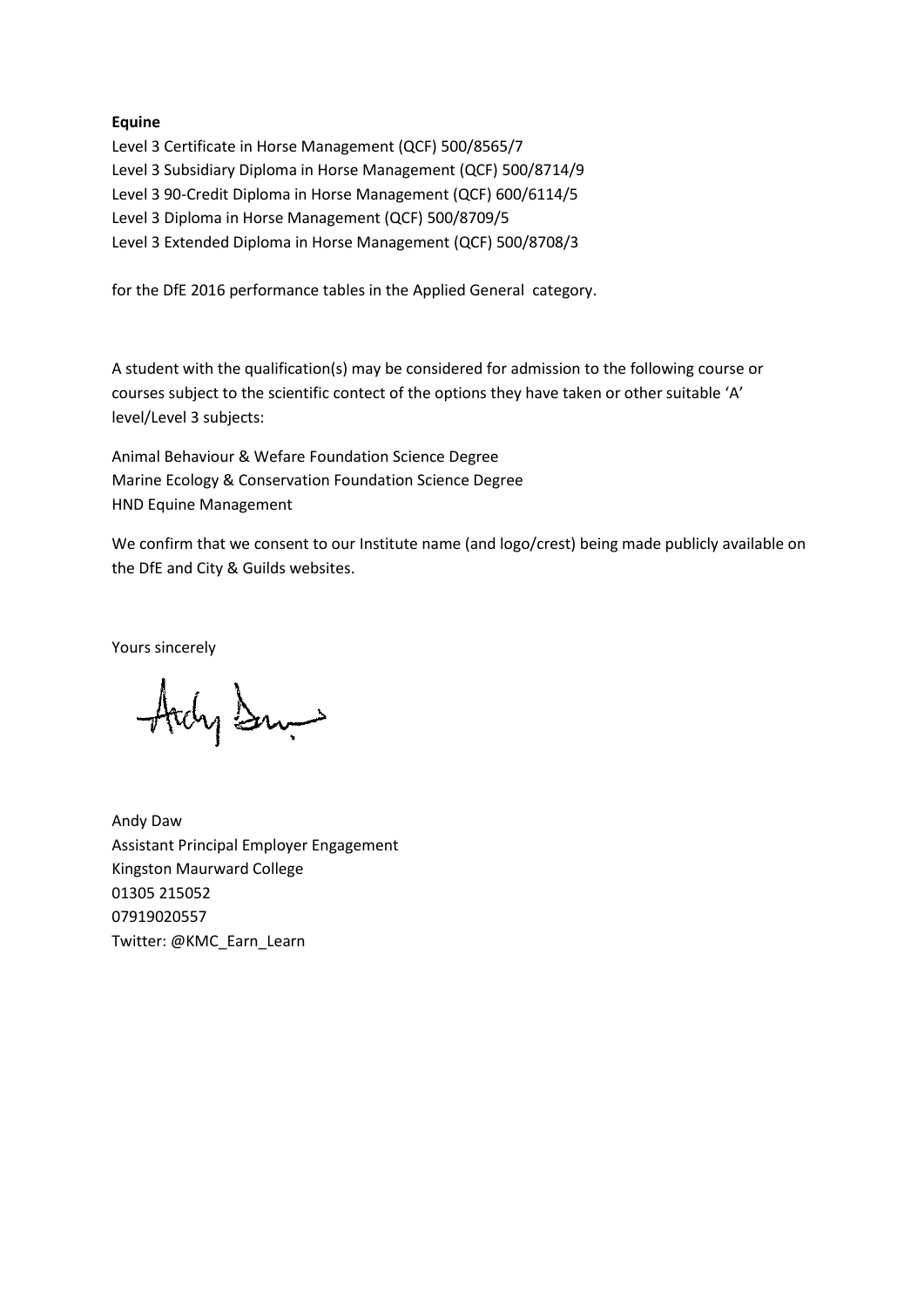**Equine**

Level 3 Certificate in Horse Management (QCF) 500/8565/7
Level 3 Subsidiary Diploma in Horse Management (QCF) 500/8714/9
Level 3 90-Credit Diploma in Horse Management (QCF) 600/6114/5
Level 3 Diploma in Horse Management (QCF) 500/8709/5
Level 3 Extended Diploma in Horse Management (QCF) 500/8708/3

for the DfE 2016 performance tables in the Applied General category.

A student with the qualification(s) may be considered for admission to the following course or courses subject to the scientific contect of the options they have taken or other suitable 'A' level/Level 3 subjects:

Animal Behaviour & Wefare Foundation Science Degree
Marine Ecology & Conservation Foundation Science Degree
HND Equine Management

We confirm that we consent to our Institute name (and logo/crest) being made publicly available on the DfE and City & Guilds websites.

Yours sincerely

Andy Daw
Assistant Principal Employer Engagement
Kingston Maurward College
01305 215052
07919020557
Twitter: @KMC_Earn_Learn